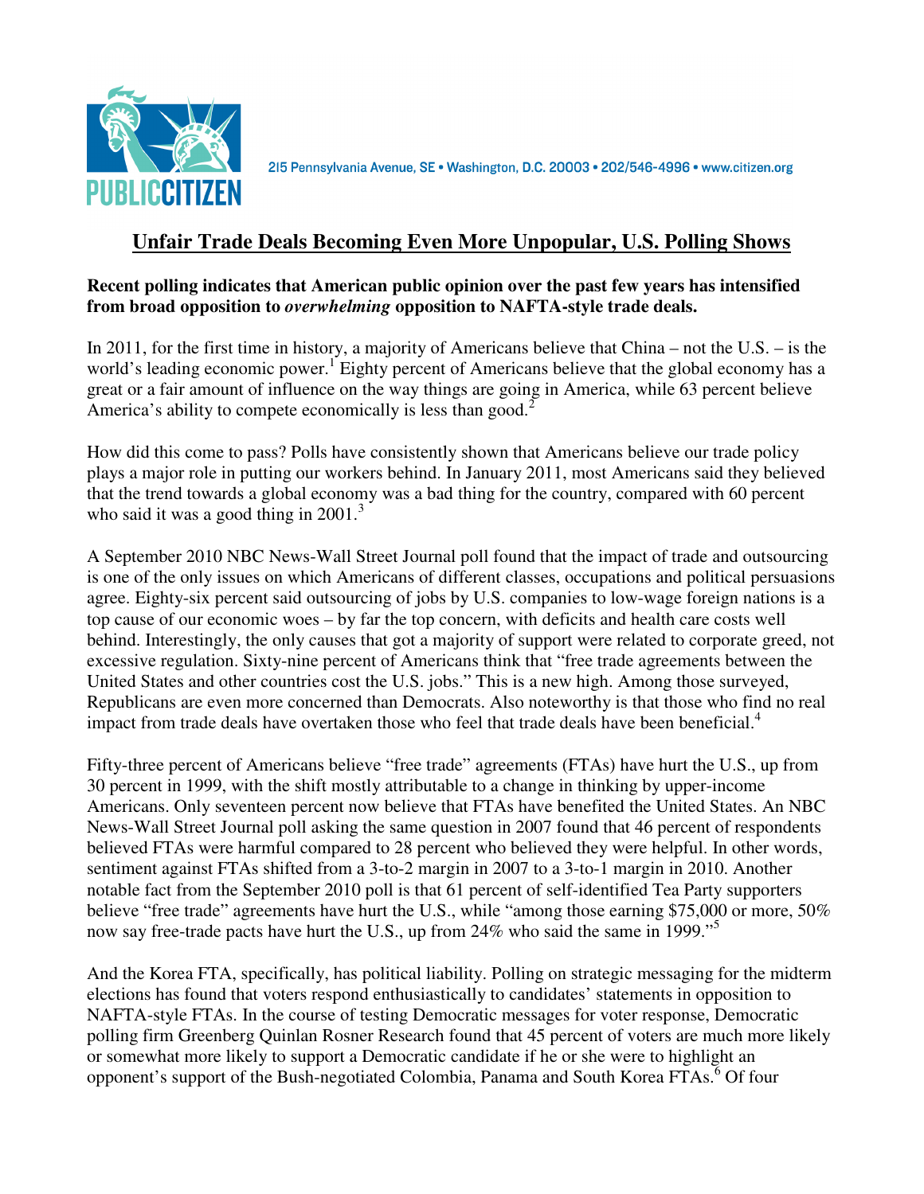215 Pennsylvania Avenue, SE • Washington, D.C. 20003 • 202/546-4996 • www.citizen.org

# Unfair Trade Deals Becoming Even More Unpopular, U.S. Polling Shows

**Recent polling indicates that American public opinion over the past few years has intensified from broad opposition to *overwhelming* opposition to NAFTA-style trade deals.**

In 2011, for the first time in history, a majority of Americans believe that China – not the U.S. – is the world's leading economic power.[1] Eighty percent of Americans believe that the global economy has a great or a fair amount of influence on the way things are going in America, while 63 percent believe America's ability to compete economically is less than good.[2]

How did this come to pass? Polls have consistently shown that Americans believe our trade policy plays a major role in putting our workers behind. In January 2011, most Americans said they believed that the trend towards a global economy was a bad thing for the country, compared with 60 percent who said it was a good thing in 2001.[3]

A September 2010 NBC News-Wall Street Journal poll found that the impact of trade and outsourcing is one of the only issues on which Americans of different classes, occupations and political persuasions agree. Eighty-six percent said outsourcing of jobs by U.S. companies to low-wage foreign nations is a top cause of our economic woes – by far the top concern, with deficits and health care costs well behind. Interestingly, the only causes that got a majority of support were related to corporate greed, not excessive regulation. Sixty-nine percent of Americans think that "free trade agreements between the United States and other countries cost the U.S. jobs." This is a new high. Among those surveyed, Republicans are even more concerned than Democrats. Also noteworthy is that those who find no real impact from trade deals have overtaken those who feel that trade deals have been beneficial.[4]

Fifty-three percent of Americans believe "free trade" agreements (FTAs) have hurt the U.S., up from 30 percent in 1999, with the shift mostly attributable to a change in thinking by upper-income Americans. Only seventeen percent now believe that FTAs have benefited the United States. An NBC News-Wall Street Journal poll asking the same question in 2007 found that 46 percent of respondents believed FTAs were harmful compared to 28 percent who believed they were helpful. In other words, sentiment against FTAs shifted from a 3-to-2 margin in 2007 to a 3-to-1 margin in 2010. Another notable fact from the September 2010 poll is that 61 percent of self-identified Tea Party supporters believe "free trade" agreements have hurt the U.S., while "among those earning $75,000 or more, 50% now say free-trade pacts have hurt the U.S., up from 24% who said the same in 1999."[5]

And the Korea FTA, specifically, has political liability. Polling on strategic messaging for the midterm elections has found that voters respond enthusiastically to candidates' statements in opposition to NAFTA-style FTAs. In the course of testing Democratic messages for voter response, Democratic polling firm Greenberg Quinlan Rosner Research found that 45 percent of voters are much more likely or somewhat more likely to support a Democratic candidate if he or she were to highlight an opponent's support of the Bush-negotiated Colombia, Panama and South Korea FTAs.[6] Of four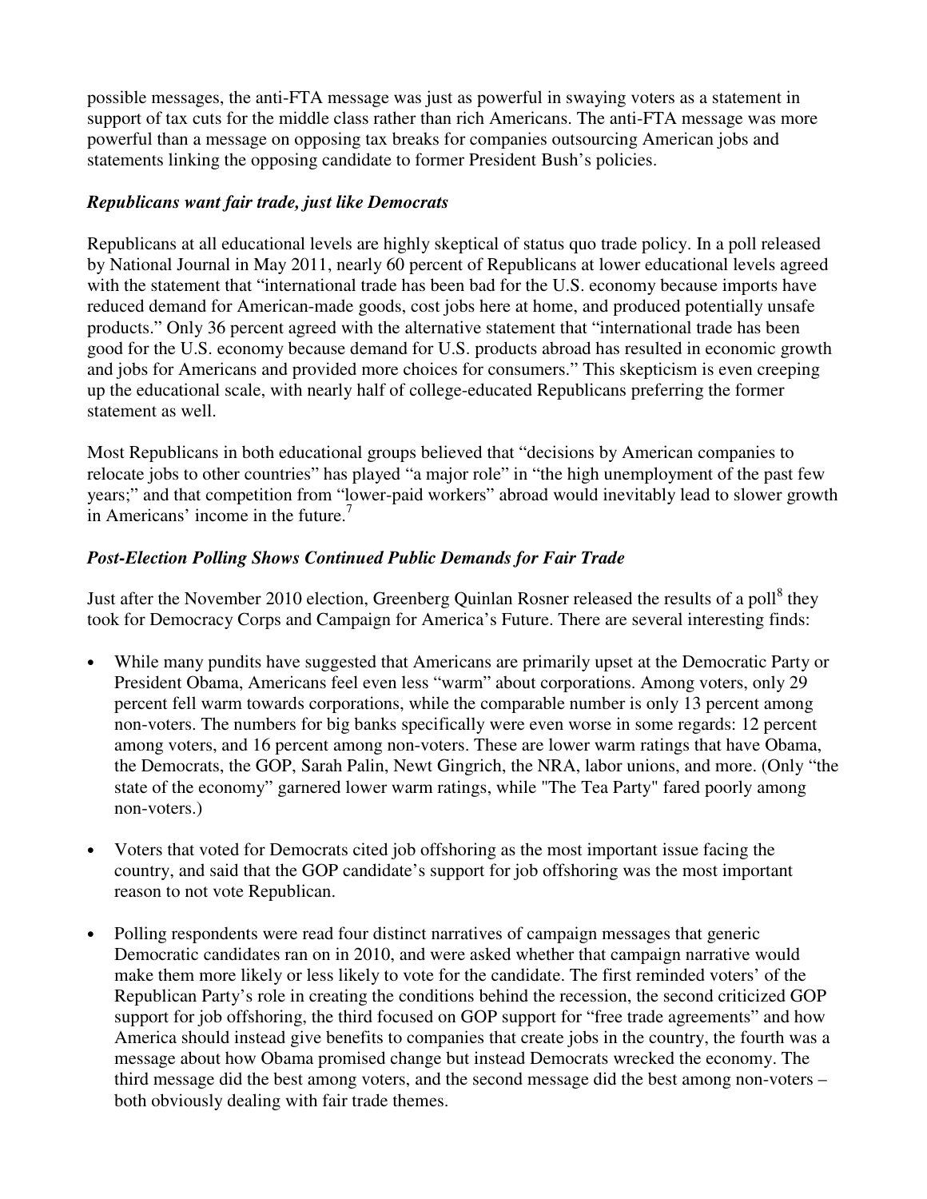possible messages, the anti-FTA message was just as powerful in swaying voters as a statement in support of tax cuts for the middle class rather than rich Americans. The anti-FTA message was more powerful than a message on opposing tax breaks for companies outsourcing American jobs and statements linking the opposing candidate to former President Bush's policies.

### *Republicans want fair trade, just like Democrats*

Republicans at all educational levels are highly skeptical of status quo trade policy. In a poll released by National Journal in May 2011, nearly 60 percent of Republicans at lower educational levels agreed with the statement that "international trade has been bad for the U.S. economy because imports have reduced demand for American-made goods, cost jobs here at home, and produced potentially unsafe products." Only 36 percent agreed with the alternative statement that "international trade has been good for the U.S. economy because demand for U.S. products abroad has resulted in economic growth and jobs for Americans and provided more choices for consumers." This skepticism is even creeping up the educational scale, with nearly half of college-educated Republicans preferring the former statement as well.

Most Republicans in both educational groups believed that "decisions by American companies to relocate jobs to other countries" has played "a major role" in "the high unemployment of the past few years;" and that competition from "lower-paid workers" abroad would inevitably lead to slower growth in Americans' income in the future.[7]

### *Post-Election Polling Shows Continued Public Demands for Fair Trade*

Just after the November 2010 election, Greenberg Quinlan Rosner released the results of a poll[8] they took for Democracy Corps and Campaign for America's Future. There are several interesting finds:

- While many pundits have suggested that Americans are primarily upset at the Democratic Party or President Obama, Americans feel even less "warm" about corporations. Among voters, only 29 percent fell warm towards corporations, while the comparable number is only 13 percent among non-voters. The numbers for big banks specifically were even worse in some regards: 12 percent among voters, and 16 percent among non-voters. These are lower warm ratings that have Obama, the Democrats, the GOP, Sarah Palin, Newt Gingrich, the NRA, labor unions, and more. (Only "the state of the economy" garnered lower warm ratings, while "The Tea Party" fared poorly among non-voters.)

- Voters that voted for Democrats cited job offshoring as the most important issue facing the country, and said that the GOP candidate's support for job offshoring was the most important reason to not vote Republican.

- Polling respondents were read four distinct narratives of campaign messages that generic Democratic candidates ran on in 2010, and were asked whether that campaign narrative would make them more likely or less likely to vote for the candidate. The first reminded voters' of the Republican Party's role in creating the conditions behind the recession, the second criticized GOP support for job offshoring, the third focused on GOP support for "free trade agreements" and how America should instead give benefits to companies that create jobs in the country, the fourth was a message about how Obama promised change but instead Democrats wrecked the economy. The third message did the best among voters, and the second message did the best among non-voters – both obviously dealing with fair trade themes.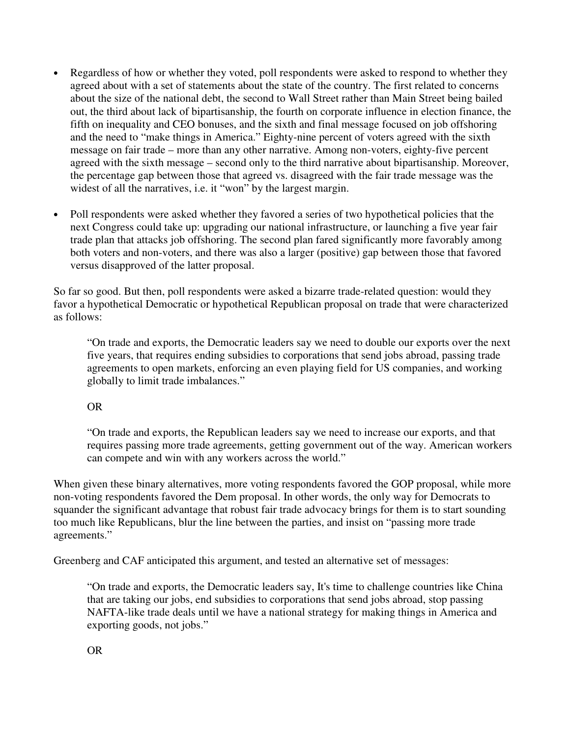- Regardless of how or whether they voted, poll respondents were asked to respond to whether they agreed about with a set of statements about the state of the country. The first related to concerns about the size of the national debt, the second to Wall Street rather than Main Street being bailed out, the third about lack of bipartisanship, the fourth on corporate influence in election finance, the fifth on inequality and CEO bonuses, and the sixth and final message focused on job offshoring and the need to "make things in America." Eighty-nine percent of voters agreed with the sixth message on fair trade – more than any other narrative. Among non-voters, eighty-five percent agreed with the sixth message – second only to the third narrative about bipartisanship. Moreover, the percentage gap between those that agreed vs. disagreed with the fair trade message was the widest of all the narratives, i.e. it "won" by the largest margin.

- Poll respondents were asked whether they favored a series of two hypothetical policies that the next Congress could take up: upgrading our national infrastructure, or launching a five year fair trade plan that attacks job offshoring. The second plan fared significantly more favorably among both voters and non-voters, and there was also a larger (positive) gap between those that favored versus disapproved of the latter proposal.

So far so good. But then, poll respondents were asked a bizarre trade-related question: would they favor a hypothetical Democratic or hypothetical Republican proposal on trade that were characterized as follows:

> "On trade and exports, the Democratic leaders say we need to double our exports over the next five years, that requires ending subsidies to corporations that send jobs abroad, passing trade agreements to open markets, enforcing an even playing field for US companies, and working globally to limit trade imbalances."
>
> OR
>
> "On trade and exports, the Republican leaders say we need to increase our exports, and that requires passing more trade agreements, getting government out of the way. American workers can compete and win with any workers across the world."

When given these binary alternatives, more voting respondents favored the GOP proposal, while more non-voting respondents favored the Dem proposal. In other words, the only way for Democrats to squander the significant advantage that robust fair trade advocacy brings for them is to start sounding too much like Republicans, blur the line between the parties, and insist on "passing more trade agreements."

Greenberg and CAF anticipated this argument, and tested an alternative set of messages:

> "On trade and exports, the Democratic leaders say, It's time to challenge countries like China that are taking our jobs, end subsidies to corporations that send jobs abroad, stop passing NAFTA-like trade deals until we have a national strategy for making things in America and exporting goods, not jobs."
>
> OR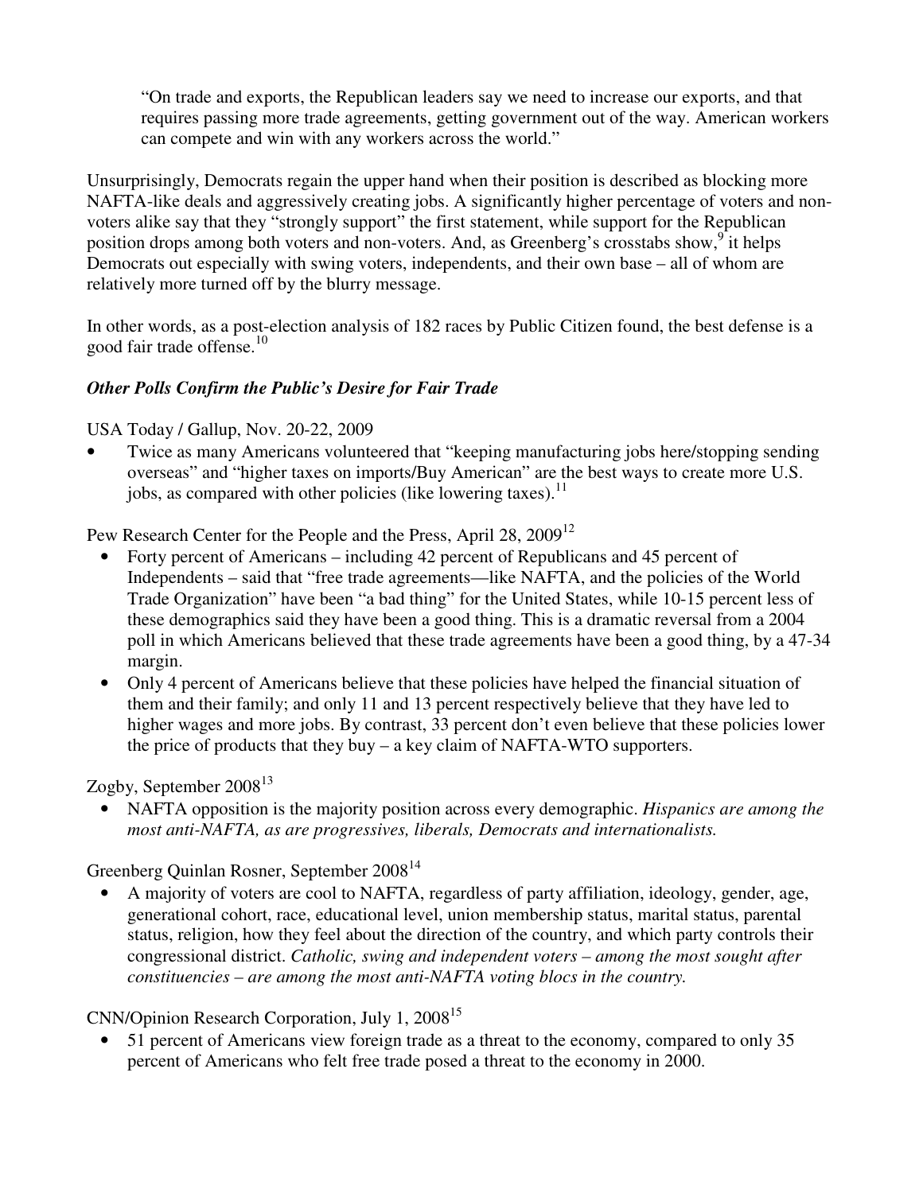> "On trade and exports, the Republican leaders say we need to increase our exports, and that requires passing more trade agreements, getting government out of the way. American workers can compete and win with any workers across the world."

Unsurprisingly, Democrats regain the upper hand when their position is described as blocking more NAFTA-like deals and aggressively creating jobs. A significantly higher percentage of voters and non-voters alike say that they "strongly support" the first statement, while support for the Republican position drops among both voters and non-voters. And, as Greenberg's crosstabs show,[9] it helps Democrats out especially with swing voters, independents, and their own base – all of whom are relatively more turned off by the blurry message.

In other words, as a post-election analysis of 182 races by Public Citizen found, the best defense is a good fair trade offense.[10]

### *Other Polls Confirm the Public's Desire for Fair Trade*

USA Today / Gallup, Nov. 20-22, 2009

- Twice as many Americans volunteered that "keeping manufacturing jobs here/stopping sending overseas" and "higher taxes on imports/Buy American" are the best ways to create more U.S. jobs, as compared with other policies (like lowering taxes).[11]

Pew Research Center for the People and the Press, April 28, 2009[12]

- Forty percent of Americans – including 42 percent of Republicans and 45 percent of Independents – said that "free trade agreements—like NAFTA, and the policies of the World Trade Organization" have been "a bad thing" for the United States, while 10-15 percent less of these demographics said they have been a good thing. This is a dramatic reversal from a 2004 poll in which Americans believed that these trade agreements have been a good thing, by a 47-34 margin.
- Only 4 percent of Americans believe that these policies have helped the financial situation of them and their family; and only 11 and 13 percent respectively believe that they have led to higher wages and more jobs. By contrast, 33 percent don't even believe that these policies lower the price of products that they buy – a key claim of NAFTA-WTO supporters.

Zogby, September 2008[13]

- NAFTA opposition is the majority position across every demographic. *Hispanics are among the most anti-NAFTA, as are progressives, liberals, Democrats and internationalists.*

Greenberg Quinlan Rosner, September 2008[14]

- A majority of voters are cool to NAFTA, regardless of party affiliation, ideology, gender, age, generational cohort, race, educational level, union membership status, marital status, parental status, religion, how they feel about the direction of the country, and which party controls their congressional district. *Catholic, swing and independent voters – among the most sought after constituencies – are among the most anti-NAFTA voting blocs in the country.*

CNN/Opinion Research Corporation, July 1, 2008[15]

- 51 percent of Americans view foreign trade as a threat to the economy, compared to only 35 percent of Americans who felt free trade posed a threat to the economy in 2000.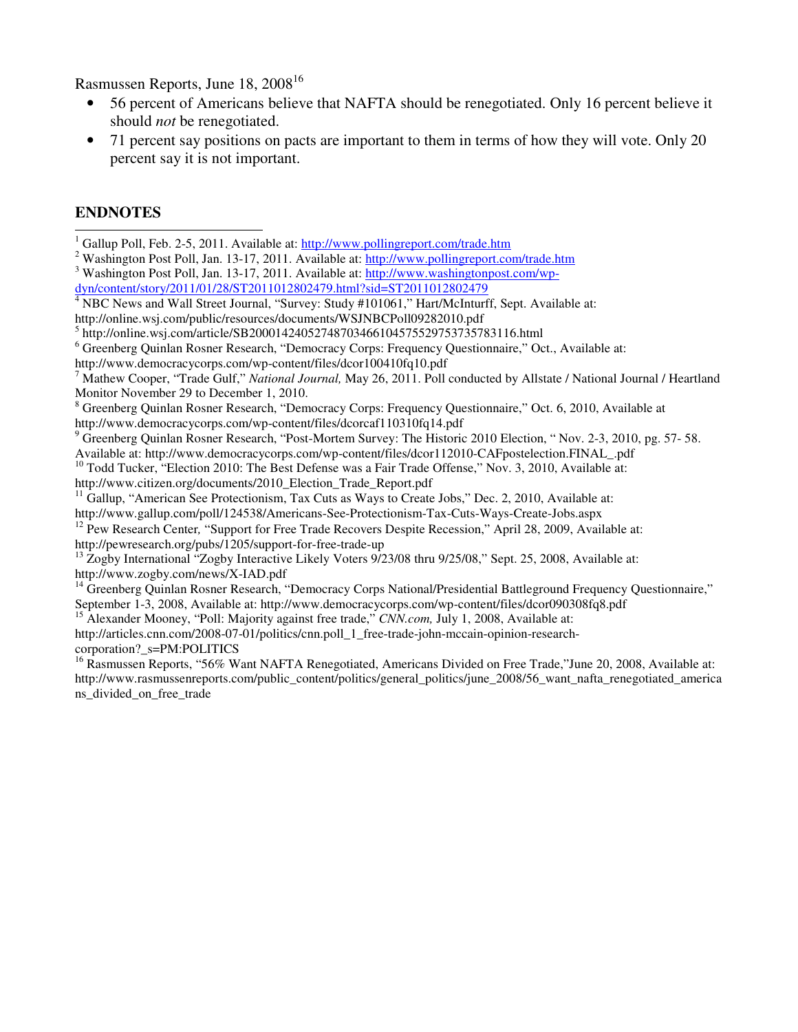Rasmussen Reports, June 18, 2008[16]

- 56 percent of Americans believe that NAFTA should be renegotiated. Only 16 percent believe it should *not* be renegotiated.
- 71 percent say positions on pacts are important to them in terms of how they will vote. Only 20 percent say it is not important.

## ENDNOTES

[1] Gallup Poll, Feb. 2-5, 2011. Available at: http://www.pollingreport.com/trade.htm

[2] Washington Post Poll, Jan. 13-17, 2011. Available at: http://www.pollingreport.com/trade.htm

[3] Washington Post Poll, Jan. 13-17, 2011. Available at: http://www.washingtonpost.com/wp-dyn/content/story/2011/01/28/ST2011012802479.html?sid=ST2011012802479

[4] NBC News and Wall Street Journal, "Survey: Study #101061," Hart/McInturff, Sept. Available at: http://online.wsj.com/public/resources/documents/WSJNBCPoll09282010.pdf

[5] http://online.wsj.com/article/SB20001424052748703466104575529753735783116.html

[6] Greenberg Quinlan Rosner Research, "Democracy Corps: Frequency Questionnaire," Oct., Available at: http://www.democracycorps.com/wp-content/files/dcor100410fq10.pdf

[7] Mathew Cooper, "Trade Gulf," *National Journal,* May 26, 2011. Poll conducted by Allstate / National Journal / Heartland Monitor November 29 to December 1, 2010.

[8] Greenberg Quinlan Rosner Research, "Democracy Corps: Frequency Questionnaire," Oct. 6, 2010, Available at http://www.democracycorps.com/wp-content/files/dcorcaf110310fq14.pdf

[9] Greenberg Quinlan Rosner Research, "Post-Mortem Survey: The Historic 2010 Election, " Nov. 2-3, 2010, pg. 57- 58. Available at: http://www.democracycorps.com/wp-content/files/dcor112010-CAFpostelection.FINAL_.pdf

[10] Todd Tucker, "Election 2010: The Best Defense was a Fair Trade Offense," Nov. 3, 2010, Available at: http://www.citizen.org/documents/2010_Election_Trade_Report.pdf

[11] Gallup, "American See Protectionism, Tax Cuts as Ways to Create Jobs," Dec. 2, 2010, Available at: http://www.gallup.com/poll/124538/Americans-See-Protectionism-Tax-Cuts-Ways-Create-Jobs.aspx

[12] Pew Research Center*,* "Support for Free Trade Recovers Despite Recession," April 28, 2009, Available at: http://pewresearch.org/pubs/1205/support-for-free-trade-up

[13] Zogby International "Zogby Interactive Likely Voters 9/23/08 thru 9/25/08," Sept. 25, 2008, Available at: http://www.zogby.com/news/X-IAD.pdf

[14] Greenberg Quinlan Rosner Research, "Democracy Corps National/Presidential Battleground Frequency Questionnaire," September 1-3, 2008, Available at: http://www.democracycorps.com/wp-content/files/dcor090308fq8.pdf

[15] Alexander Mooney, "Poll: Majority against free trade," *CNN.com,* July 1, 2008, Available at: http://articles.cnn.com/2008-07-01/politics/cnn.poll_1_free-trade-john-mccain-opinion-research-corporation?_s=PM:POLITICS

[16] Rasmussen Reports, "56% Want NAFTA Renegotiated, Americans Divided on Free Trade,"June 20, 2008, Available at: http://www.rasmussenreports.com/public_content/politics/general_politics/june_2008/56_want_nafta_renegotiated_americans_divided_on_free_trade